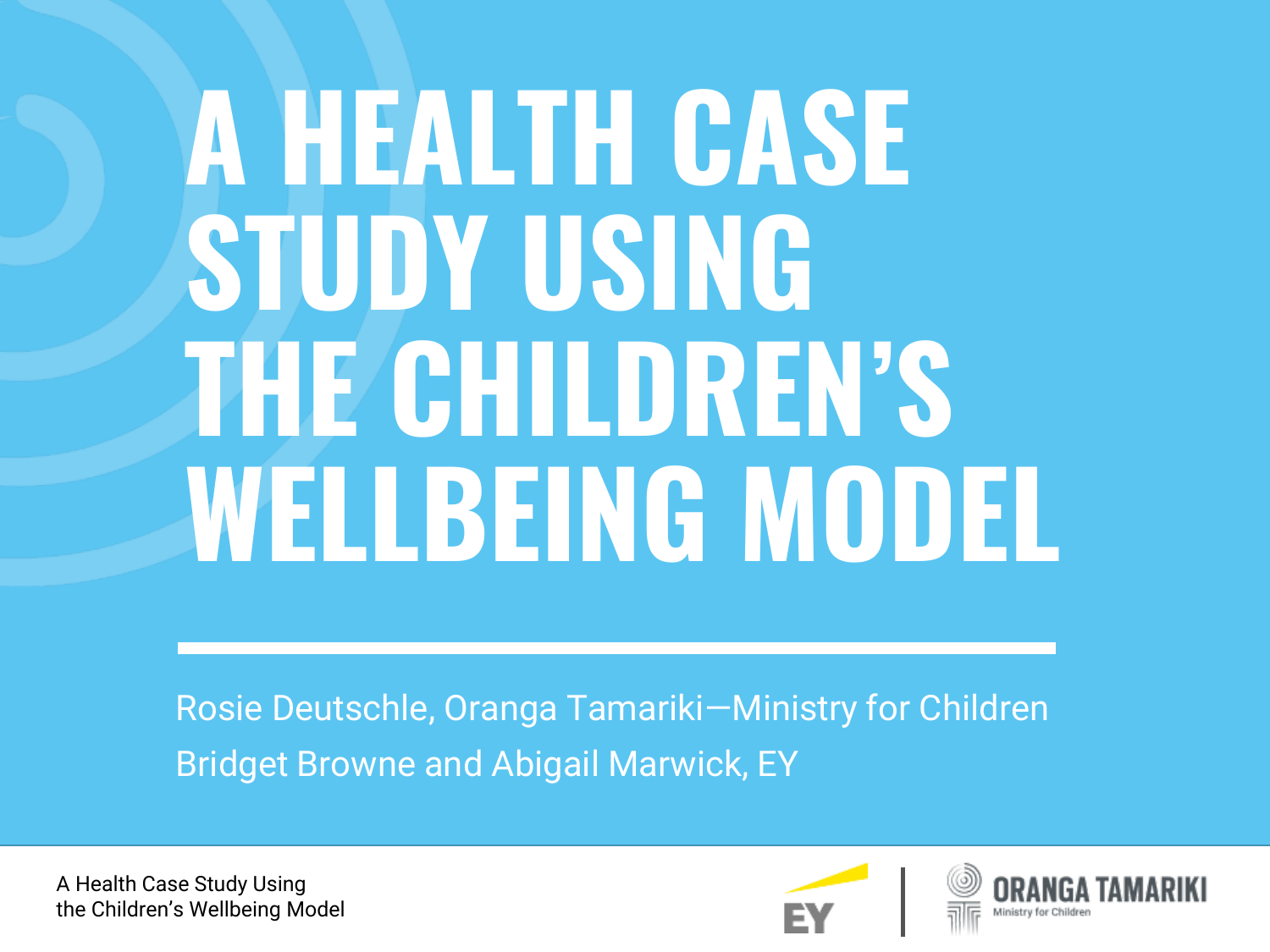# A HEALTH CASE STUDY USING THE CHILDREN'S WELLBEING MODEL

Rosie Deutschle, Oranga Tamariki—Ministry for Children

Bridget Browne and Abigail Marwick, EY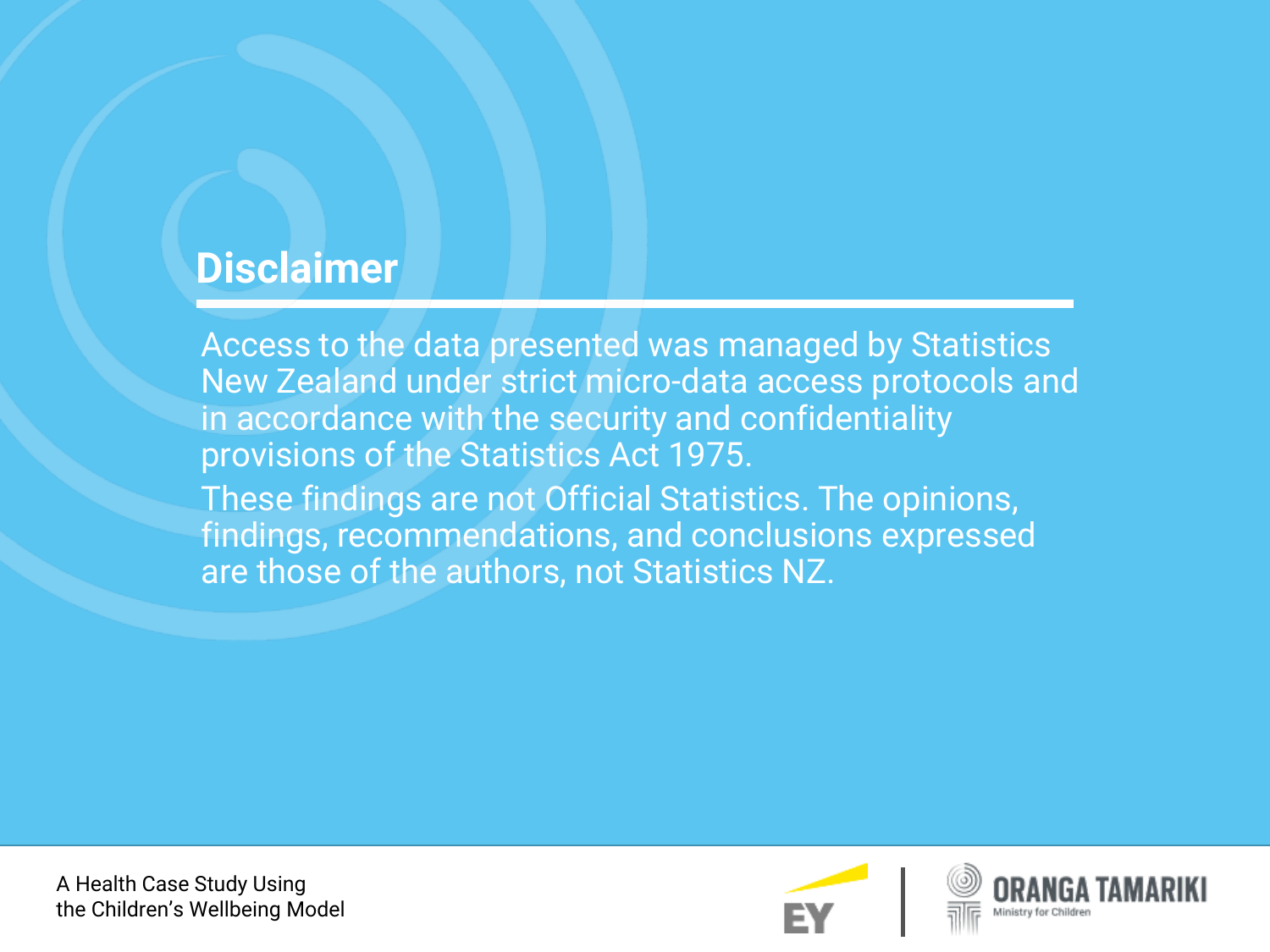# Disclaimer

Access to the data presented was managed by Statistics New Zealand under strict micro-data access protocols and in accordance with the security and confidentiality provisions of the Statistics Act 1975.

These findings are not Official Statistics. The opinions, findings, recommendations, and conclusions expressed are those of the authors, not Statistics NZ.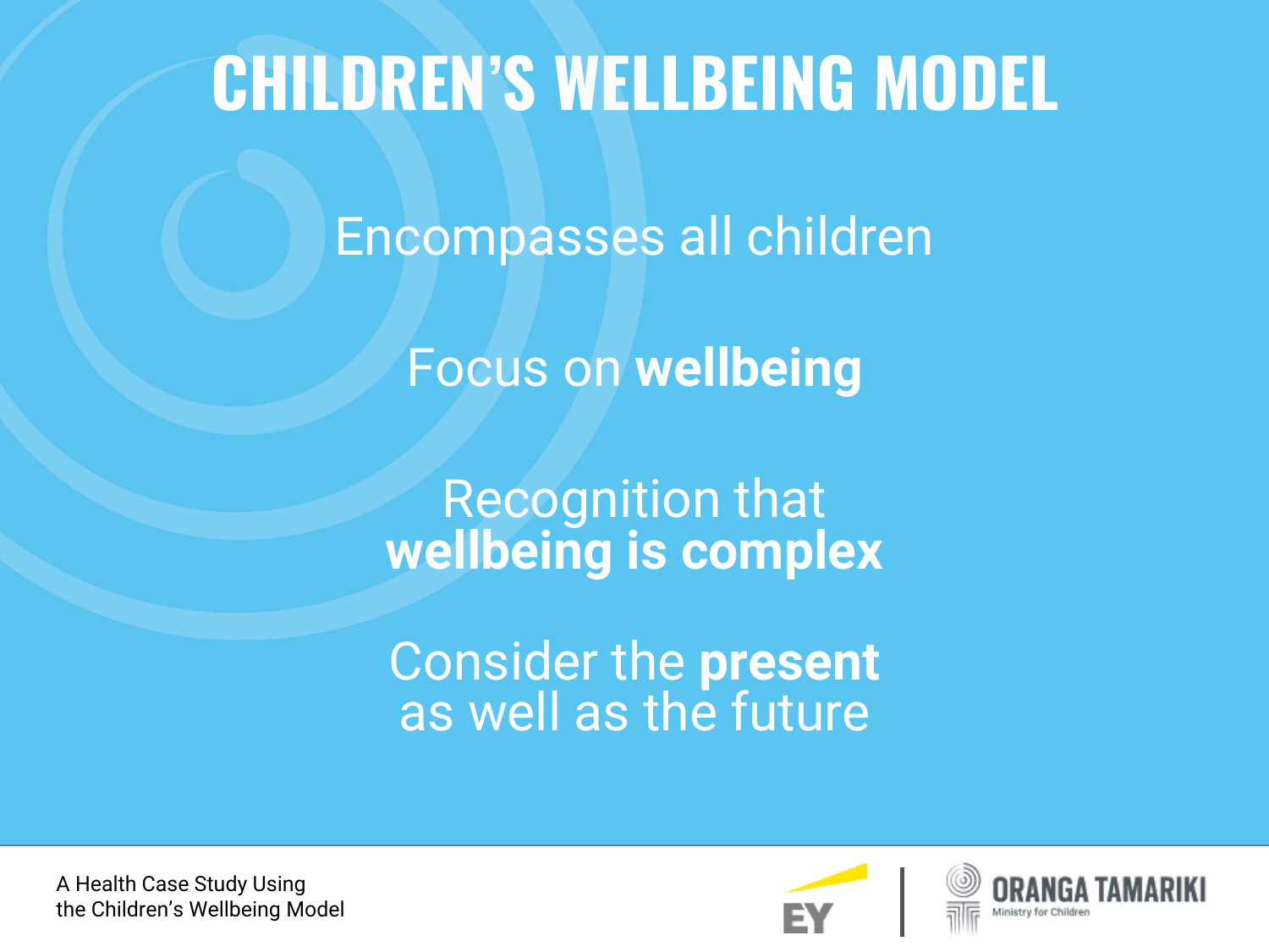# CHILDREN'S WELLBEING MODEL

Encompasses all children

Focus on **wellbeing**

Recognition that **wellbeing is complex**

Consider the **present** as well as the future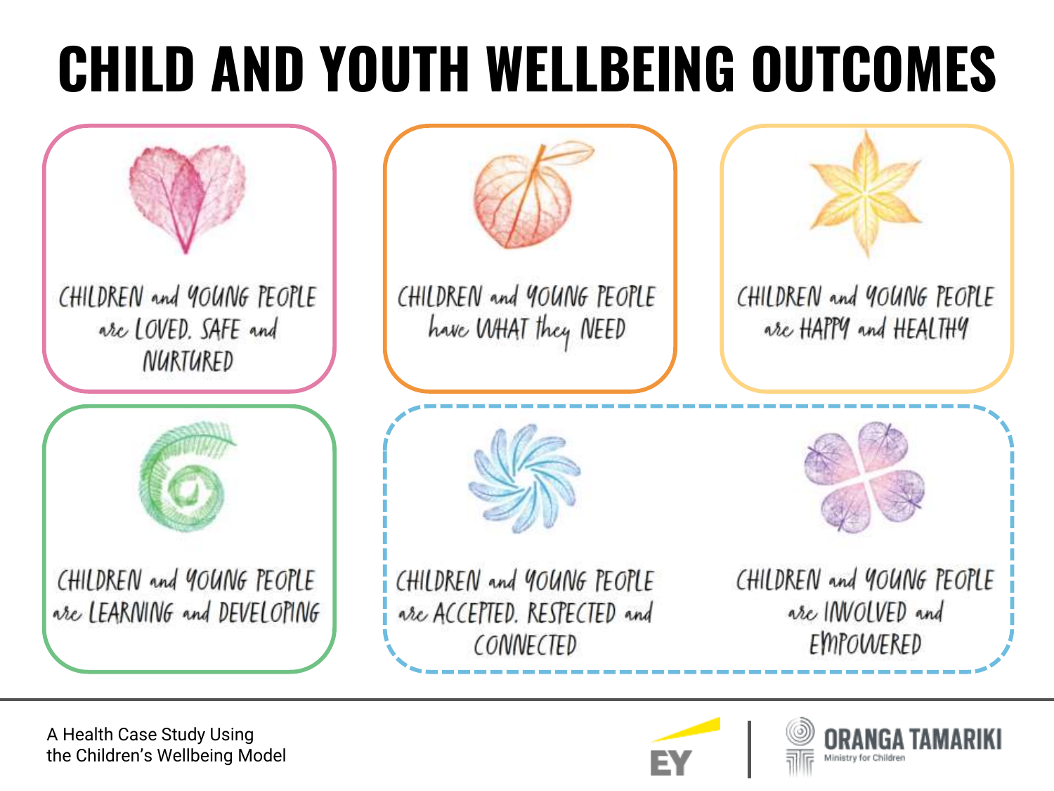# CHILD AND YOUTH WELLBEING OUTCOMES

CHILDREN and YOUNG PEOPLE are LOVED, SAFE and NURTURED

CHILDREN and YOUNG PEOPLE have WHAT they NEED

CHILDREN and YOUNG PEOPLE are HAPPY and HEALTHY

CHILDREN and YOUNG PEOPLE are LEARNING and DEVELOPING

CHILDREN and YOUNG PEOPLE are ACCEPTED, RESPECTED and CONNECTED

CHILDREN and YOUNG PEOPLE are INVOLVED and EMPOWERED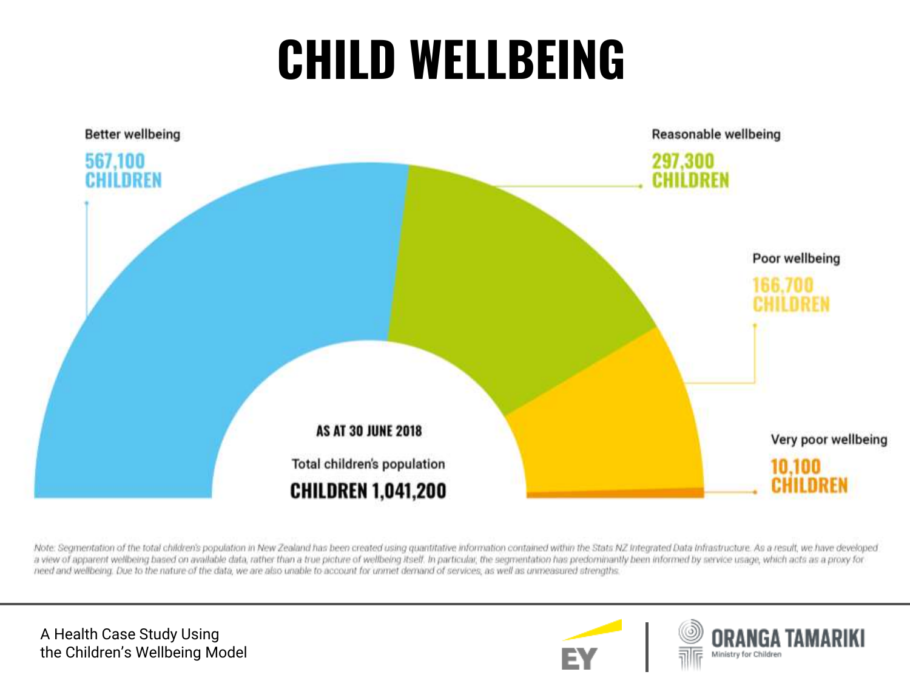# CHILD WELLBEING

**Better wellbeing**
567,100 CHILDREN

**Reasonable wellbeing**
297,300 CHILDREN

**Poor wellbeing**
166,700 CHILDREN

**Very poor wellbeing**
10,100 CHILDREN

**AS AT 30 JUNE 2018**

Total children's population

**CHILDREN 1,041,200**

*Note: Segmentation of the total children's population in New Zealand has been created using quantitative information contained within the Stats NZ Integrated Data Infrastructure. As a result, we have developed a view of apparent wellbeing based on available data, rather than a true picture of wellbeing itself. In particular, the segmentation has predominantly been informed by service usage, which acts as a proxy for need and wellbeing. Due to the nature of the data, we are also unable to account for unmet demand of services, as well as unmeasured strengths.*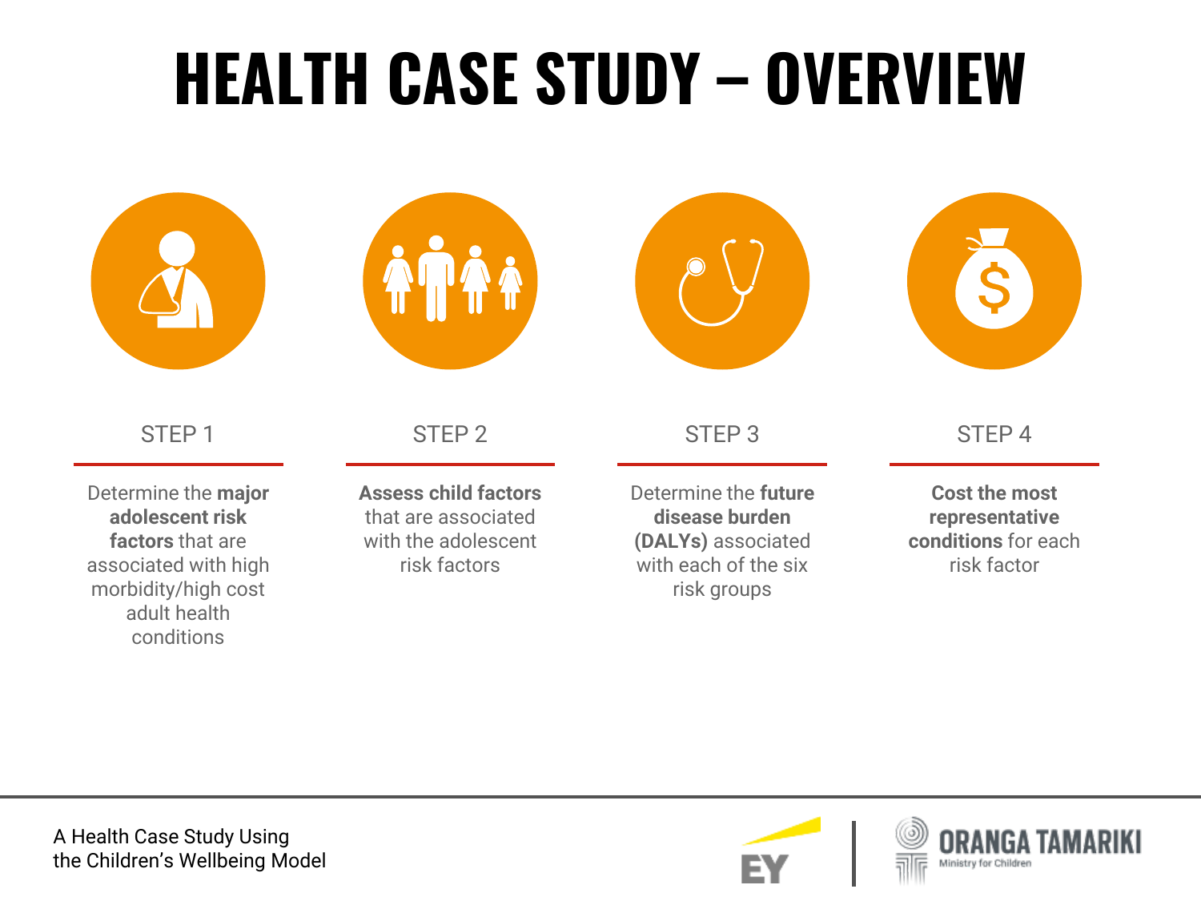# HEALTH CASE STUDY – OVERVIEW

### STEP 1

Determine the **major adolescent risk factors** that are associated with high morbidity/high cost adult health conditions

### STEP 2

**Assess child factors** that are associated with the adolescent risk factors

### STEP 3

Determine the **future disease burden (DALYs)** associated with each of the six risk groups

### STEP 4

**Cost the most representative conditions** for each risk factor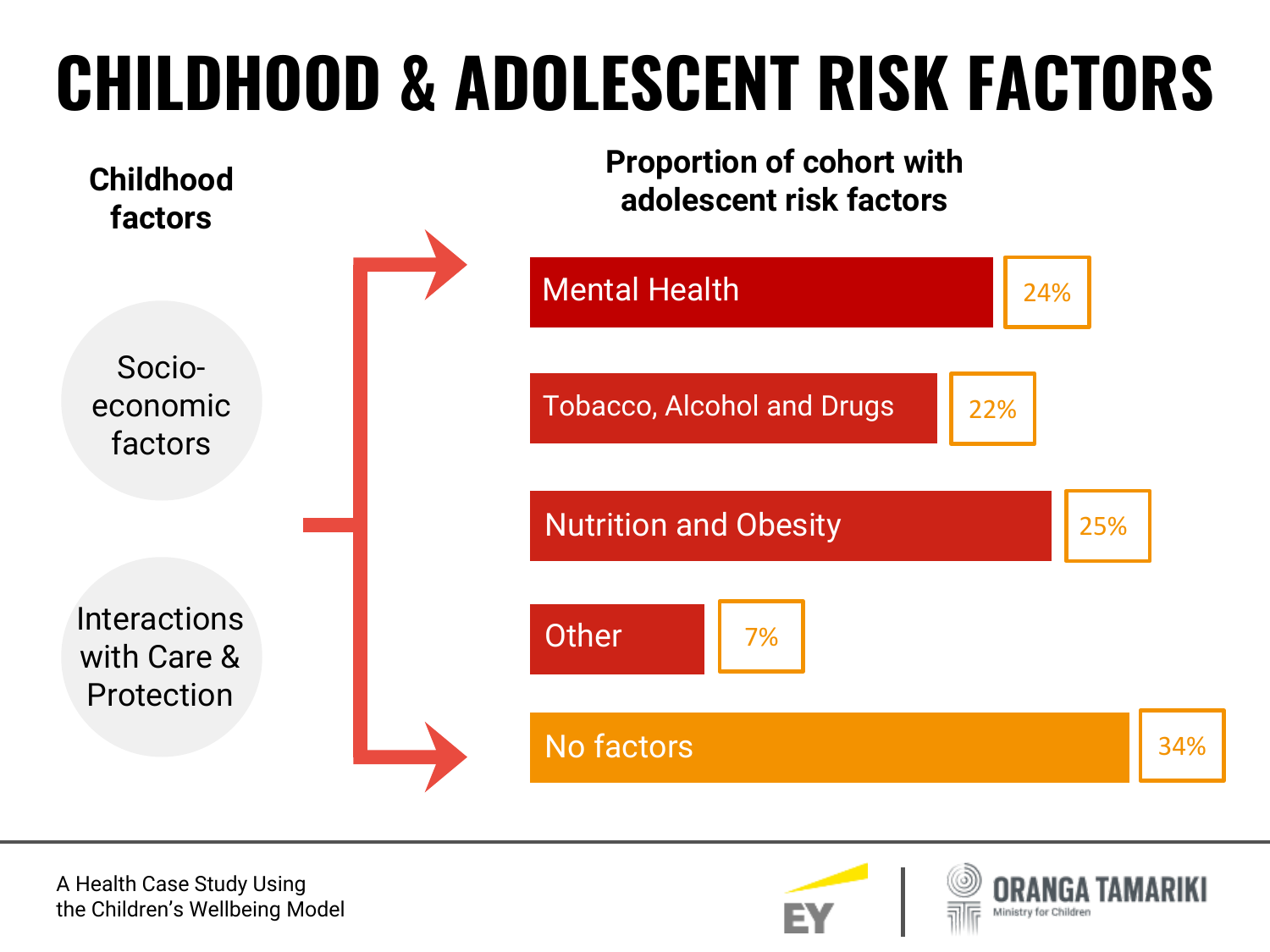# CHILDHOOD & ADOLESCENT RISK FACTORS

**Childhood factors**

- Socio-economic factors
- Interactions with Care & Protection

**Proportion of cohort with adolescent risk factors**

| Risk factor | Proportion |
| --- | --- |
| Mental Health | 24% |
| Tobacco, Alcohol and Drugs | 22% |
| Nutrition and Obesity | 25% |
| Other | 7% |
| No factors | 34% |

A Health Case Study Using the Children's Wellbeing Model

EY | ORANGA TAMARIKI Ministry for Children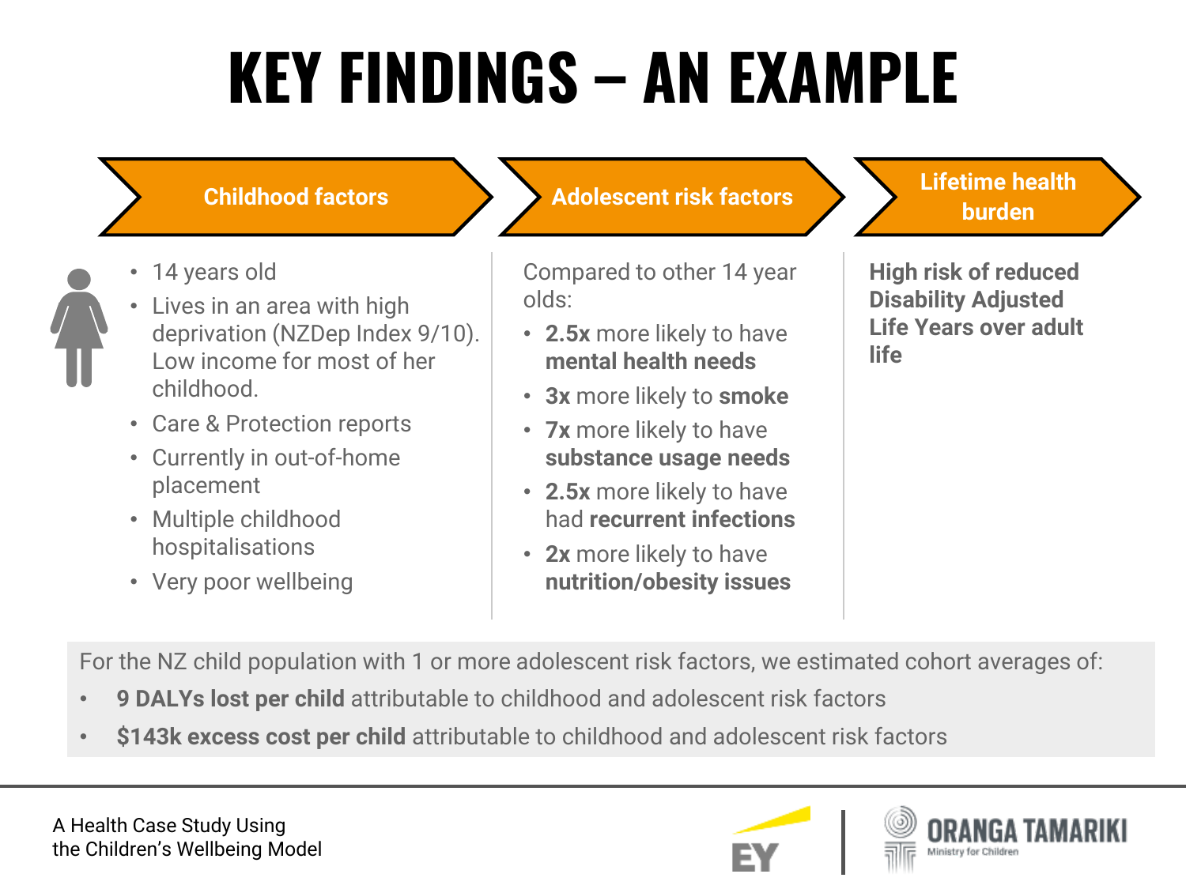# KEY FINDINGS – AN EXAMPLE

## Childhood factors

- 14 years old
- Lives in an area with high deprivation (NZDep Index 9/10). Low income for most of her childhood.
- Care & Protection reports
- Currently in out-of-home placement
- Multiple childhood hospitalisations
- Very poor wellbeing

## Adolescent risk factors

Compared to other 14 year olds:

- **2.5x** more likely to have **mental health needs**
- **3x** more likely to **smoke**
- **7x** more likely to have **substance usage needs**
- **2.5x** more likely to have had **recurrent infections**
- **2x** more likely to have **nutrition/obesity issues**

## Lifetime health burden

**High risk of reduced Disability Adjusted Life Years over adult life**

For the NZ child population with 1 or more adolescent risk factors, we estimated cohort averages of:

- **9 DALYs lost per child** attributable to childhood and adolescent risk factors
- **$143k excess cost per child** attributable to childhood and adolescent risk factors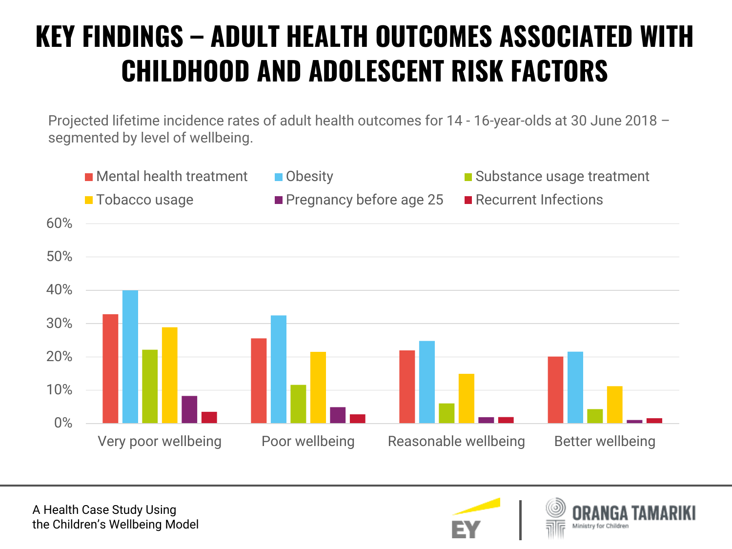# KEY FINDINGS – ADULT HEALTH OUTCOMES ASSOCIATED WITH CHILDHOOD AND ADOLESCENT RISK FACTORS

Projected lifetime incidence rates of adult health outcomes for 14 - 16-year-olds at 30 June 2018 – segmented by level of wellbeing.

Legend: Mental health treatment, Obesity, Substance usage treatment, Tobacco usage, Pregnancy before age 25, Recurrent Infections

Y-axis: 0%, 10%, 20%, 30%, 40%, 50%, 60%

X-axis: Very poor wellbeing, Poor wellbeing, Reasonable wellbeing, Better wellbeing

A Health Case Study Using the Children's Wellbeing Model

EY | ORANGA TAMARIKI Ministry for Children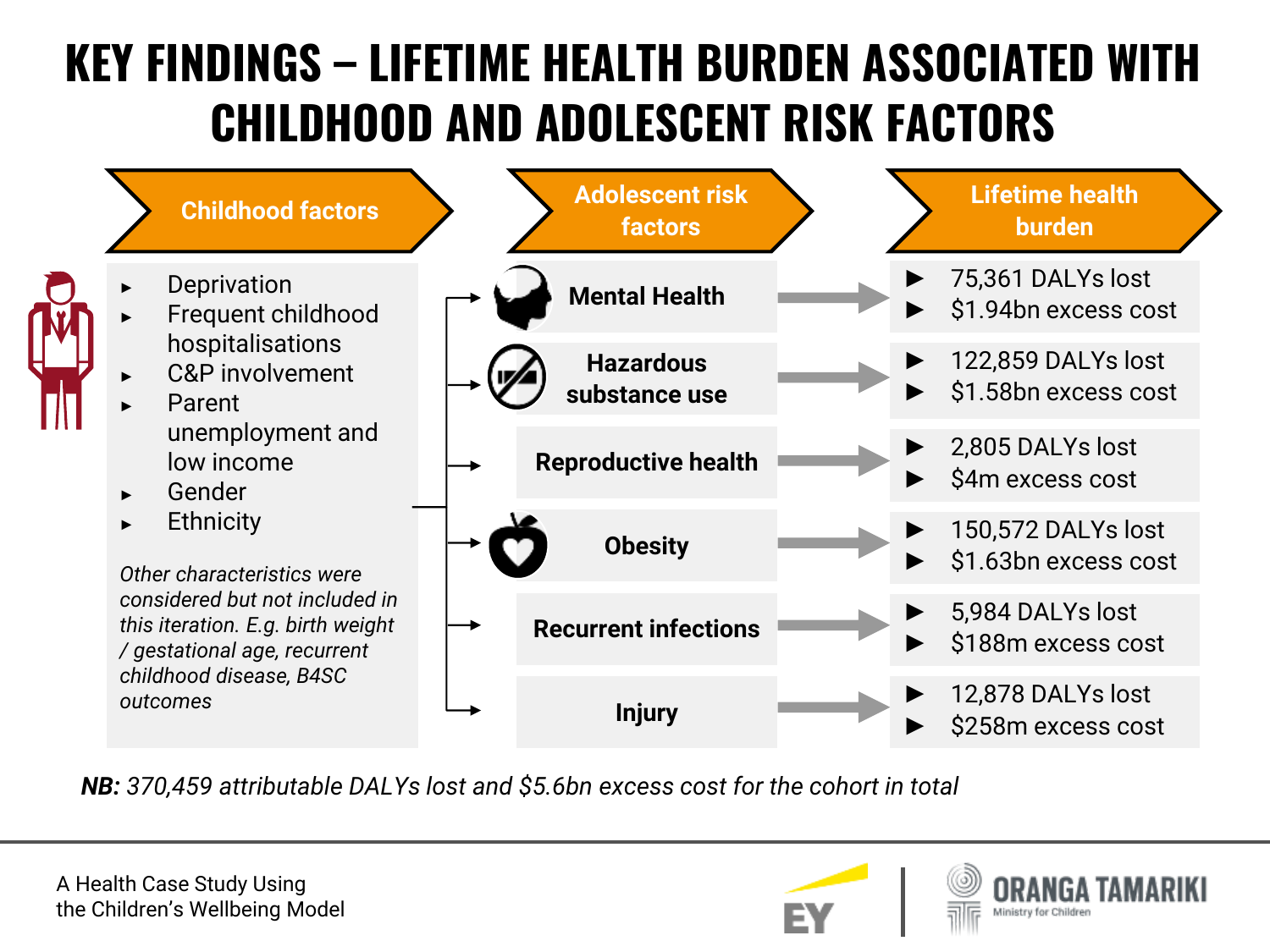# KEY FINDINGS – LIFETIME HEALTH BURDEN ASSOCIATED WITH CHILDHOOD AND ADOLESCENT RISK FACTORS

**Childhood factors**

- Deprivation
- Frequent childhood hospitalisations
- C&P involvement
- Parent unemployment and low income
- Gender
- Ethnicity

*Other characteristics were considered but not included in this iteration. E.g. birth weight / gestational age, recurrent childhood disease, B4SC outcomes*

| Adolescent risk factors | Lifetime health burden |
| --- | --- |
| Mental Health | 75,361 DALYs lost; $1.94bn excess cost |
| Hazardous substance use | 122,859 DALYs lost; $1.58bn excess cost |
| Reproductive health | 2,805 DALYs lost; $4m excess cost |
| Obesity | 150,572 DALYs lost; $1.63bn excess cost |
| Recurrent infections | 5,984 DALYs lost; $188m excess cost |
| Injury | 12,878 DALYs lost; $258m excess cost |

***NB:*** *370,459 attributable DALYs lost and $5.6bn excess cost for the cohort in total*

A Health Case Study Using the Children's Wellbeing Model

EY | ORANGA TAMARIKI Ministry for Children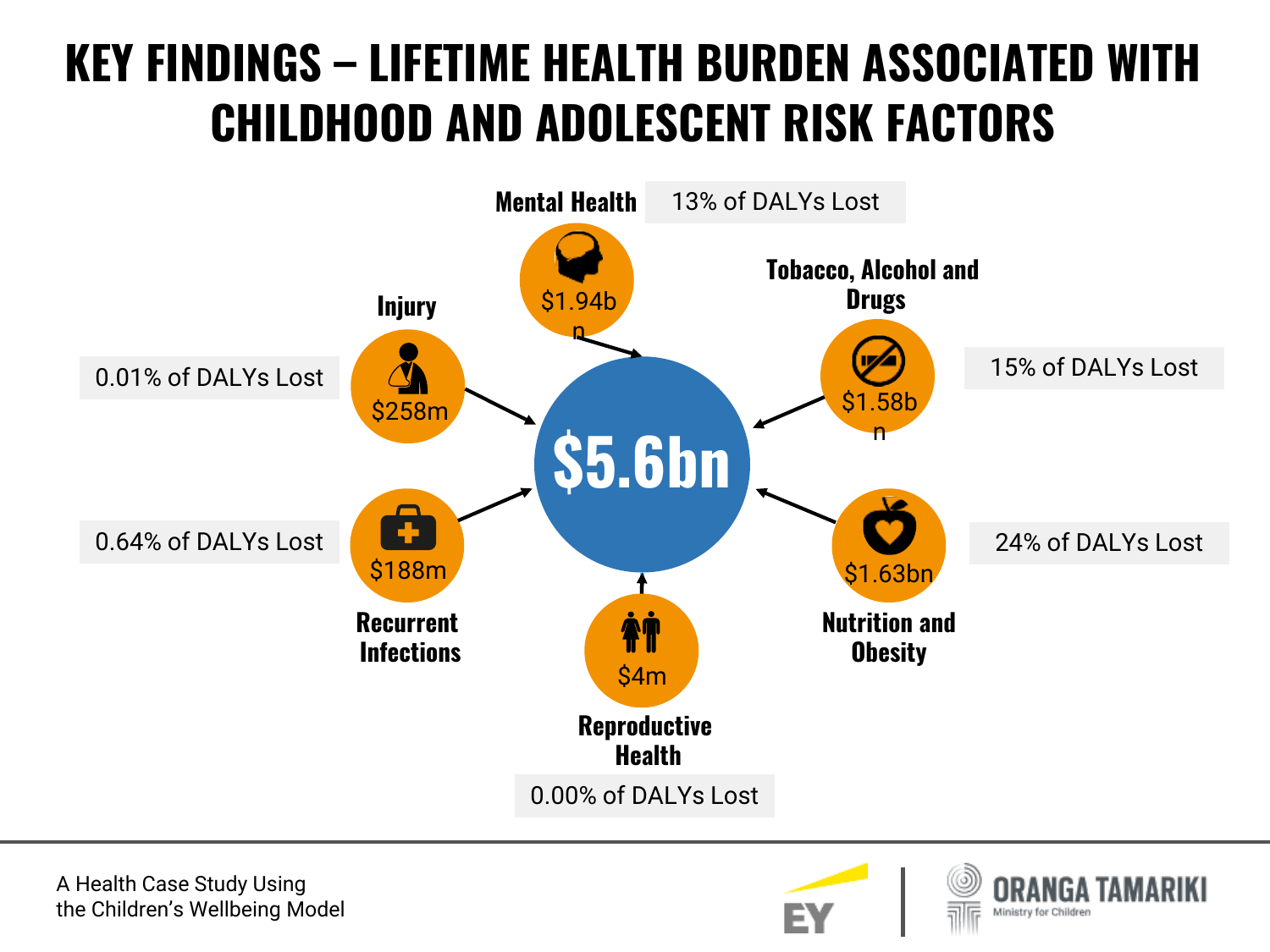# KEY FINDINGS – LIFETIME HEALTH BURDEN ASSOCIATED WITH CHILDHOOD AND ADOLESCENT RISK FACTORS

**$5.6bn**

**Mental Health** – $1.94bn – 13% of DALYs Lost

**Tobacco, Alcohol and Drugs** – $1.58bn – 15% of DALYs Lost

**Nutrition and Obesity** – $1.63bn – 24% of DALYs Lost

**Reproductive Health** – $4m – 0.00% of DALYs Lost

**Recurrent Infections** – $188m – 0.64% of DALYs Lost

**Injury** – $258m – 0.01% of DALYs Lost

A Health Case Study Using the Children's Wellbeing Model

EY | ORANGA TAMARIKI Ministry for Children